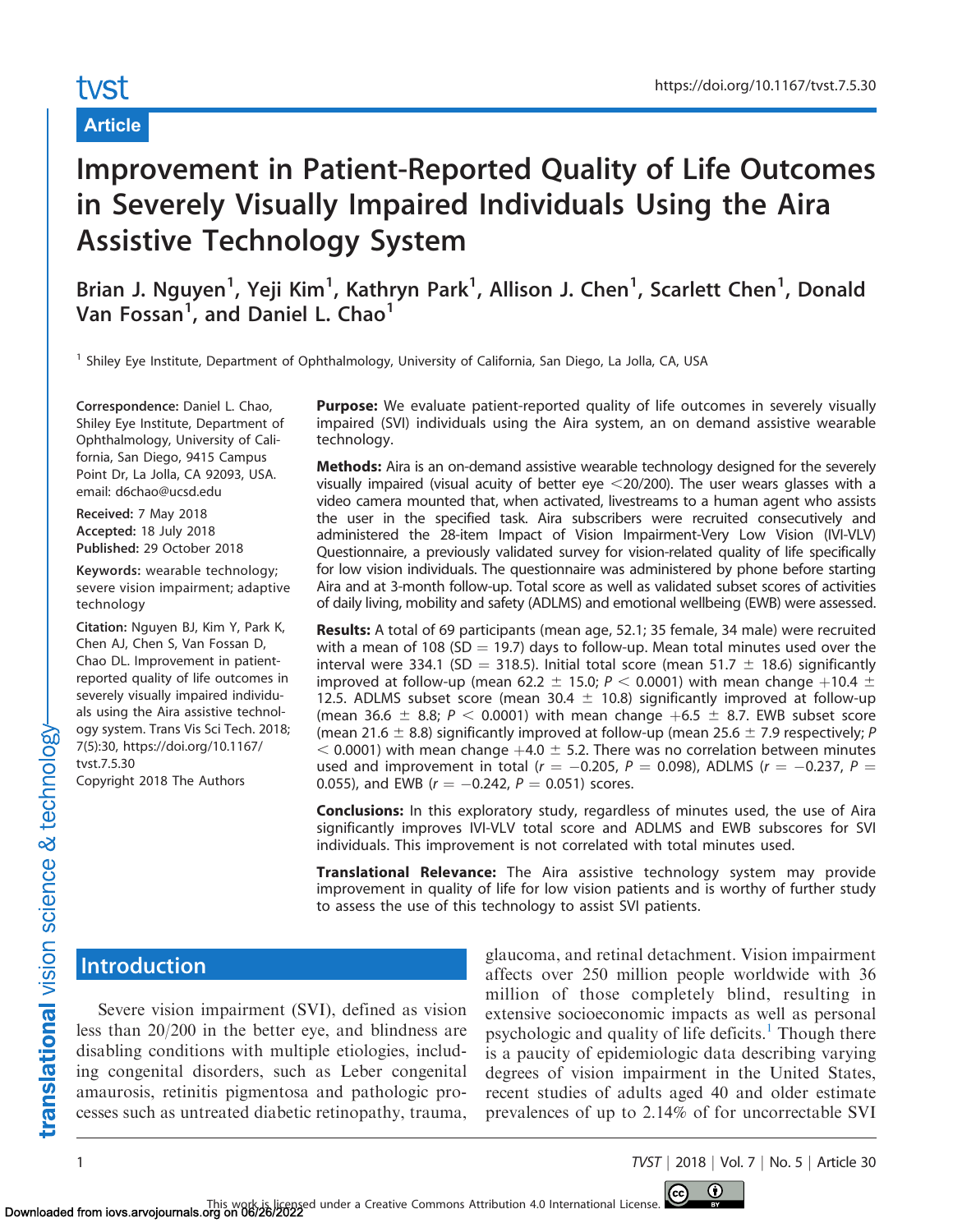Article

# Improvement in Patient-Reported Quality of Life Outcomes in Severely Visually Impaired Individuals Using the Aira Assistive Technology System

Brian J. Nguyen[1], Yeji Kim[1], Kathryn Park[1], Allison J. Chen[1], Scarlett Chen[1], Donald Van Fossan[1], and Daniel L. Chao[1]

[1] Shiley Eye Institute, Department of Ophthalmology, University of California, San Diego, La Jolla, CA, USA

**Correspondence:** Daniel L. Chao, Shiley Eye Institute, Department of Ophthalmology, University of California, San Diego, 9415 Campus Point Dr, La Jolla, CA 92093, USA. email: d6chao@ucsd.edu

**Received:** 7 May 2018
**Accepted:** 18 July 2018
**Published:** 29 October 2018

**Keywords:** wearable technology; severe vision impairment; adaptive technology

**Citation:** Nguyen BJ, Kim Y, Park K, Chen AJ, Chen S, Van Fossan D, Chao DL. Improvement in patient-reported quality of life outcomes in severely visually impaired individuals using the Aira assistive technology system. Trans Vis Sci Tech. 2018; 7(5):30, https://doi.org/10.1167/tvst.7.5.30

Copyright 2018 The Authors

**Purpose:** We evaluate patient-reported quality of life outcomes in severely visually impaired (SVI) individuals using the Aira system, an on demand assistive wearable technology.

**Methods:** Aira is an on-demand assistive wearable technology designed for the severely visually impaired (visual acuity of better eye <20/200). The user wears glasses with a video camera mounted that, when activated, livestreams to a human agent who assists the user in the specified task. Aira subscribers were recruited consecutively and administered the 28-item Impact of Vision Impairment-Very Low Vision (IVI-VLV) Questionnaire, a previously validated survey for vision-related quality of life specifically for low vision individuals. The questionnaire was administered by phone before starting Aira and at 3-month follow-up. Total score as well as validated subset scores of activities of daily living, mobility and safety (ADLMS) and emotional wellbeing (EWB) were assessed.

**Results:** A total of 69 participants (mean age, 52.1; 35 female, 34 male) were recruited with a mean of 108 (SD = 19.7) days to follow-up. Mean total minutes used over the interval were 334.1 (SD = 318.5). Initial total score (mean 51.7 ± 18.6) significantly improved at follow-up (mean 62.2 ± 15.0; $P < 0.0001$) with mean change +10.4 ± 12.5. ADLMS subset score (mean 30.4 ± 10.8) significantly improved at follow-up (mean 36.6 ± 8.8; $P < 0.0001$) with mean change +6.5 ± 8.7. EWB subset score (mean 21.6 ± 8.8) significantly improved at follow-up (mean 25.6 ± 7.9 respectively; $P < 0.0001$) with mean change +4.0 ± 5.2. There was no correlation between minutes used and improvement in total ($r = -0.205$, $P = 0.098$), ADLMS ($r = -0.237$, $P = 0.055$), and EWB ($r = -0.242$, $P = 0.051$) scores.

**Conclusions:** In this exploratory study, regardless of minutes used, the use of Aira significantly improves IVI-VLV total score and ADLMS and EWB subscores for SVI individuals. This improvement is not correlated with total minutes used.

**Translational Relevance:** The Aira assistive technology system may provide improvement in quality of life for low vision patients and is worthy of further study to assess the use of this technology to assist SVI patients.

## Introduction

Severe vision impairment (SVI), defined as vision less than 20/200 in the better eye, and blindness are disabling conditions with multiple etiologies, including congenital disorders, such as Leber congenital amaurosis, retinitis pigmentosa and pathologic processes such as untreated diabetic retinopathy, trauma, glaucoma, and retinal detachment. Vision impairment affects over 250 million people worldwide with 36 million of those completely blind, resulting in extensive socioeconomic impacts as well as personal psychologic and quality of life deficits.[1] Though there is a paucity of epidemiologic data describing varying degrees of vision impairment in the United States, recent studies of adults aged 40 and older estimate prevalences of up to 2.14% of for uncorrectable SVI

This work is licensed under a Creative Commons Attribution 4.0 International License.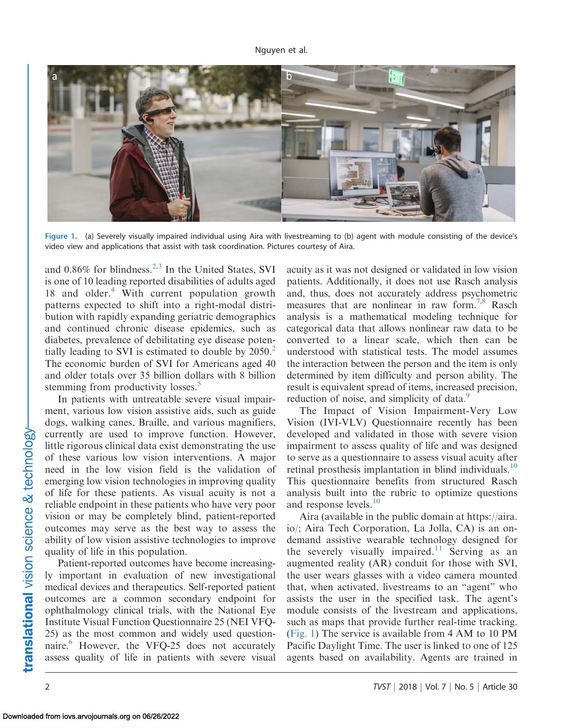Figure 1. (a) Severely visually impaired individual using Aira with livestreaming to (b) agent with module consisting of the device's video view and applications that assist with task coordination. Pictures courtesy of Aira.

and 0.86% for blindness.[2,3] In the United States, SVI is one of 10 leading reported disabilities of adults aged 18 and older.[4] With current population growth patterns expected to shift into a right-modal distribution with rapidly expanding geriatric demographics and continued chronic disease epidemics, such as diabetes, prevalence of debilitating eye disease potentially leading to SVI is estimated to double by 2050.[2] The economic burden of SVI for Americans aged 40 and older totals over 35 billion dollars with 8 billion stemming from productivity losses.[5]

In patients with untreatable severe visual impairment, various low vision assistive aids, such as guide dogs, walking canes, Braille, and various magnifiers, currently are used to improve function. However, little rigorous clinical data exist demonstrating the use of these various low vision interventions. A major need in the low vision field is the validation of emerging low vision technologies in improving quality of life for these patients. As visual acuity is not a reliable endpoint in these patients who have very poor vision or may be completely blind, patient-reported outcomes may serve as the best way to assess the ability of low vision assistive technologies to improve quality of life in this population.

Patient-reported outcomes have become increasingly important in evaluation of new investigational medical devices and therapeutics. Self-reported patient outcomes are a common secondary endpoint for ophthalmology clinical trials, with the National Eye Institute Visual Function Questionnaire 25 (NEI VFQ-25) as the most common and widely used questionnaire.[6] However, the VFQ-25 does not accurately assess quality of life in patients with severe visual acuity as it was not designed or validated in low vision patients. Additionally, it does not use Rasch analysis and, thus, does not accurately address psychometric measures that are nonlinear in raw form.[7,8] Rasch analysis is a mathematical modeling technique for categorical data that allows nonlinear raw data to be converted to a linear scale, which then can be understood with statistical tests. The model assumes the interaction between the person and the item is only determined by item difficulty and person ability. The result is equivalent spread of items, increased precision, reduction of noise, and simplicity of data.[9]

The Impact of Vision Impairment-Very Low Vision (IVI-VLV) Questionnaire recently has been developed and validated in those with severe vision impairment to assess quality of life and was designed to serve as a questionnaire to assess visual acuity after retinal prosthesis implantation in blind individuals.[10] This questionnaire benefits from structured Rasch analysis built into the rubric to optimize questions and response levels.[10]

Aira (available in the public domain at https://aira.io/; Aira Tech Corporation, La Jolla, CA) is an on-demand assistive wearable technology designed for the severely visually impaired.[11] Serving as an augmented reality (AR) conduit for those with SVI, the user wears glasses with a video camera mounted that, when activated, livestreams to an "agent" who assists the user in the specified task. The agent's module consists of the livestream and applications, such as maps that provide further real-time tracking. (Fig. 1) The service is available from 4 AM to 10 PM Pacific Daylight Time. The user is linked to one of 125 agents based on availability. Agents are trained in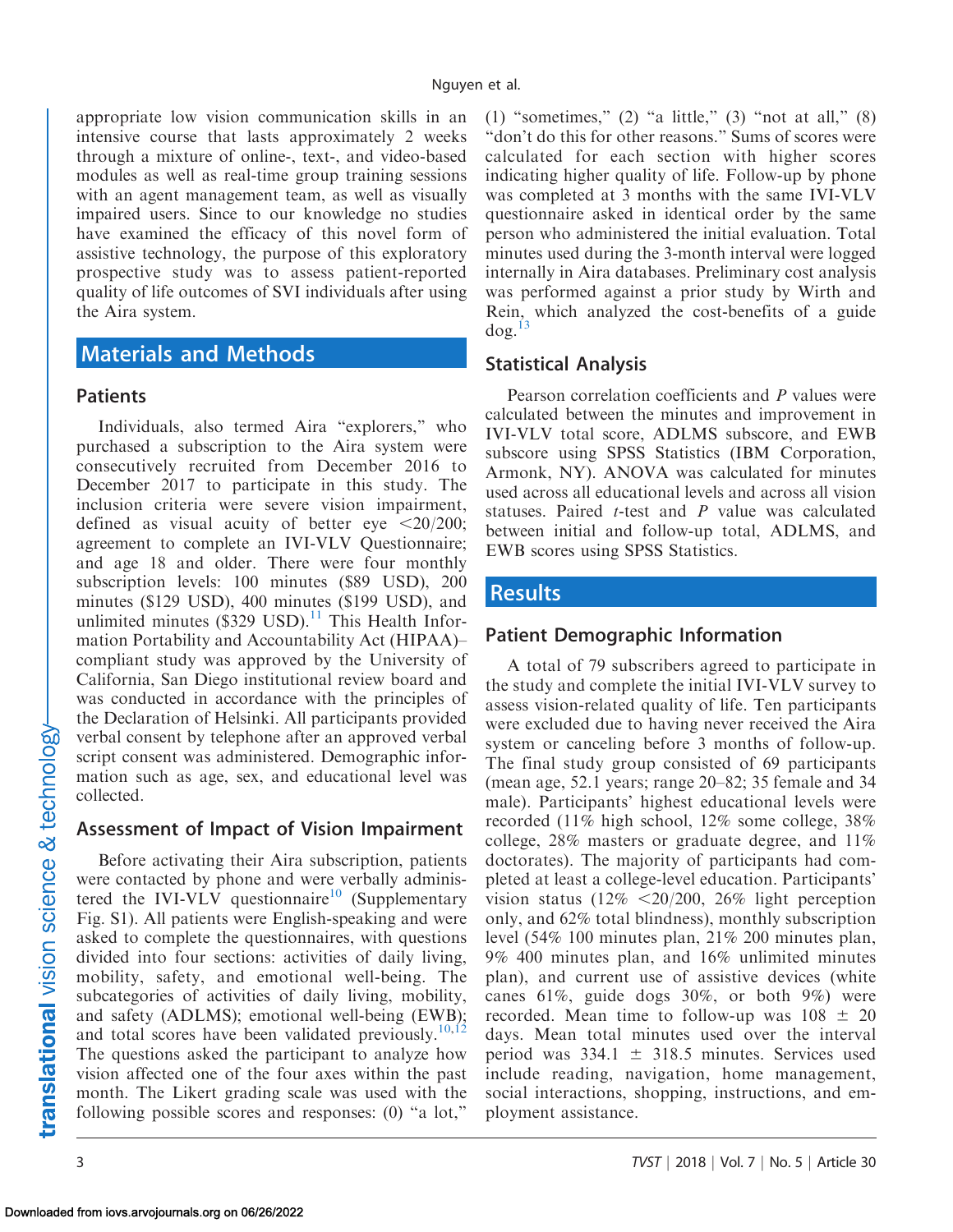appropriate low vision communication skills in an intensive course that lasts approximately 2 weeks through a mixture of online-, text-, and video-based modules as well as real-time group training sessions with an agent management team, as well as visually impaired users. Since to our knowledge no studies have examined the efficacy of this novel form of assistive technology, the purpose of this exploratory prospective study was to assess patient-reported quality of life outcomes of SVI individuals after using the Aira system.

## Materials and Methods

### Patients

Individuals, also termed Aira "explorers," who purchased a subscription to the Aira system were consecutively recruited from December 2016 to December 2017 to participate in this study. The inclusion criteria were severe vision impairment, defined as visual acuity of better eye <20/200; agreement to complete an IVI-VLV Questionnaire; and age 18 and older. There were four monthly subscription levels: 100 minutes ($89 USD), 200 minutes ($129 USD), 400 minutes ($199 USD), and unlimited minutes ($329 USD).[11] This Health Information Portability and Accountability Act (HIPAA)–compliant study was approved by the University of California, San Diego institutional review board and was conducted in accordance with the principles of the Declaration of Helsinki. All participants provided verbal consent by telephone after an approved verbal script consent was administered. Demographic information such as age, sex, and educational level was collected.

### Assessment of Impact of Vision Impairment

Before activating their Aira subscription, patients were contacted by phone and were verbally administered the IVI-VLV questionnaire[10] (Supplementary Fig. S1). All patients were English-speaking and were asked to complete the questionnaires, with questions divided into four sections: activities of daily living, mobility, safety, and emotional well-being. The subcategories of activities of daily living, mobility, and safety (ADLMS); emotional well-being (EWB); and total scores have been validated previously.[10,12] The questions asked the participant to analyze how vision affected one of the four axes within the past month. The Likert grading scale was used with the following possible scores and responses: (0) "a lot," (1) "sometimes," (2) "a little," (3) "not at all," (8) "don't do this for other reasons." Sums of scores were calculated for each section with higher scores indicating higher quality of life. Follow-up by phone was completed at 3 months with the same IVI-VLV questionnaire asked in identical order by the same person who administered the initial evaluation. Total minutes used during the 3-month interval were logged internally in Aira databases. Preliminary cost analysis was performed against a prior study by Wirth and Rein, which analyzed the cost-benefits of a guide dog.[13]

### Statistical Analysis

Pearson correlation coefficients and *P* values were calculated between the minutes and improvement in IVI-VLV total score, ADLMS subscore, and EWB subscore using SPSS Statistics (IBM Corporation, Armonk, NY). ANOVA was calculated for minutes used across all educational levels and across all vision statuses. Paired *t*-test and *P* value was calculated between initial and follow-up total, ADLMS, and EWB scores using SPSS Statistics.

## Results

### Patient Demographic Information

A total of 79 subscribers agreed to participate in the study and complete the initial IVI-VLV survey to assess vision-related quality of life. Ten participants were excluded due to having never received the Aira system or canceling before 3 months of follow-up. The final study group consisted of 69 participants (mean age, 52.1 years; range 20–82; 35 female and 34 male). Participants' highest educational levels were recorded (11% high school, 12% some college, 38% college, 28% masters or graduate degree, and 11% doctorates). The majority of participants had completed at least a college-level education. Participants' vision status (12% <20/200, 26% light perception only, and 62% total blindness), monthly subscription level (54% 100 minutes plan, 21% 200 minutes plan, 9% 400 minutes plan, and 16% unlimited minutes plan), and current use of assistive devices (white canes 61%, guide dogs 30%, or both 9%) were recorded. Mean time to follow-up was 108 ± 20 days. Mean total minutes used over the interval period was 334.1 ± 318.5 minutes. Services used include reading, navigation, home management, social interactions, shopping, instructions, and employment assistance.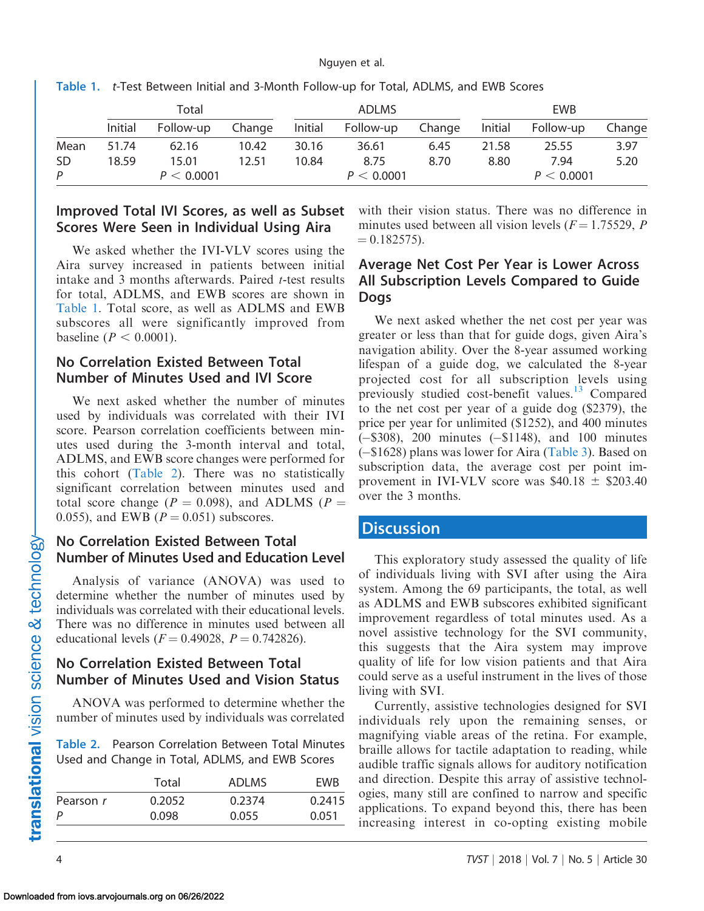**Table 1.** *t*-Test Between Initial and 3-Month Follow-up for Total, ADLMS, and EWB Scores

| | Total | | | ADLMS | | | EWB | | |
|---|---|---|---|---|---|---|---|---|---|
| | Initial | Follow-up | Change | Initial | Follow-up | Change | Initial | Follow-up | Change |
| Mean | 51.74 | 62.16 | 10.42 | 30.16 | 36.61 | 6.45 | 21.58 | 25.55 | 3.97 |
| SD | 18.59 | 15.01 | 12.51 | 10.84 | 8.75 | 8.70 | 8.80 | 7.94 | 5.20 |
| $P$ | | $P < 0.0001$ | | | $P < 0.0001$ | | | $P < 0.0001$ | |

## Improved Total IVI Scores, as well as Subset Scores Were Seen in Individual Using Aira

We asked whether the IVI-VLV scores using the Aira survey increased in patients between initial intake and 3 months afterwards. Paired *t*-test results for total, ADLMS, and EWB scores are shown in Table 1. Total score, as well as ADLMS and EWB subscores all were significantly improved from baseline ($P < 0.0001$).

## No Correlation Existed Between Total Number of Minutes Used and IVI Score

We next asked whether the number of minutes used by individuals was correlated with their IVI score. Pearson correlation coefficients between minutes used during the 3-month interval and total, ADLMS, and EWB score changes were performed for this cohort (Table 2). There was no statistically significant correlation between minutes used and total score change ($P = 0.098$), and ADLMS ($P = 0.055$), and EWB ($P = 0.051$) subscores.

## No Correlation Existed Between Total Number of Minutes Used and Education Level

Analysis of variance (ANOVA) was used to determine whether the number of minutes used by individuals was correlated with their educational levels. There was no difference in minutes used between all educational levels ($F = 0.49028$, $P = 0.742826$).

## No Correlation Existed Between Total Number of Minutes Used and Vision Status

ANOVA was performed to determine whether the number of minutes used by individuals was correlated with their vision status. There was no difference in minutes used between all vision levels ($F = 1.75529$, $P = 0.182575$).

**Table 2.** Pearson Correlation Between Total Minutes Used and Change in Total, ADLMS, and EWB Scores

| | Total | ADLMS | EWB |
|---|---|---|---|
| Pearson $r$ | 0.2052 | 0.2374 | 0.2415 |
| $P$ | 0.098 | 0.055 | 0.051 |

## Average Net Cost Per Year is Lower Across All Subscription Levels Compared to Guide Dogs

We next asked whether the net cost per year was greater or less than that for guide dogs, given Aira's navigation ability. Over the 8-year assumed working lifespan of a guide dog, we calculated the 8-year projected cost for all subscription levels using previously studied cost-benefit values.[13] Compared to the net cost per year of a guide dog ($2379), the price per year for unlimited ($1252), and 400 minutes (–$308), 200 minutes (–$1148), and 100 minutes (–$1628) plans was lower for Aira (Table 3). Based on subscription data, the average cost per point improvement in IVI-VLV score was $40.18 ± $203.40 over the 3 months.

# Discussion

This exploratory study assessed the quality of life of individuals living with SVI after using the Aira system. Among the 69 participants, the total, as well as ADLMS and EWB subscores exhibited significant improvement regardless of total minutes used. As a novel assistive technology for the SVI community, this suggests that the Aira system may improve quality of life for low vision patients and that Aira could serve as a useful instrument in the lives of those living with SVI.

Currently, assistive technologies designed for SVI individuals rely upon the remaining senses, or magnifying viable areas of the retina. For example, braille allows for tactile adaptation to reading, while audible traffic signals allows for auditory notification and direction. Despite this array of assistive technologies, many still are confined to narrow and specific applications. To expand beyond this, there has been increasing interest in co-opting existing mobile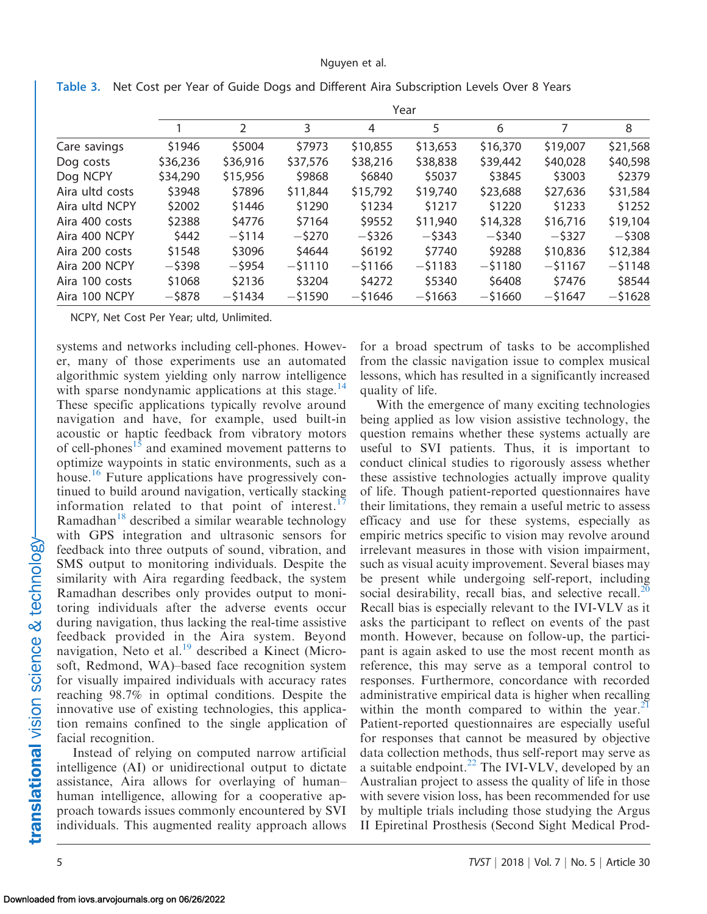**Table 3.** Net Cost per Year of Guide Dogs and Different Aira Subscription Levels Over 8 Years

| | Year | | | | | | | |
|---|---|---|---|---|---|---|---|---|
| | 1 | 2 | 3 | 4 | 5 | 6 | 7 | 8 |
| Care savings | $1946 | $5004 | $7973 | $10,855 | $13,653 | $16,370 | $19,007 | $21,568 |
| Dog costs | $36,236 | $36,916 | $37,576 | $38,216 | $38,838 | $39,442 | $40,028 | $40,598 |
| Dog NCPY | $34,290 | $15,956 | $9868 | $6840 | $5037 | $3845 | $3003 | $2379 |
| Aira ultd costs | $3948 | $7896 | $11,844 | $15,792 | $19,740 | $23,688 | $27,636 | $31,584 |
| Aira ultd NCPY | $2002 | $1446 | $1290 | $1234 | $1217 | $1220 | $1233 | $1252 |
| Aira 400 costs | $2388 | $4776 | $7164 | $9552 | $11,940 | $14,328 | $16,716 | $19,104 |
| Aira 400 NCPY | $442 | −$114 | −$270 | −$326 | −$343 | −$340 | −$327 | −$308 |
| Aira 200 costs | $1548 | $3096 | $4644 | $6192 | $7740 | $9288 | $10,836 | $12,384 |
| Aira 200 NCPY | −$398 | −$954 | −$1110 | −$1166 | −$1183 | −$1180 | −$1167 | −$1148 |
| Aira 100 costs | $1068 | $2136 | $3204 | $4272 | $5340 | $6408 | $7476 | $8544 |
| Aira 100 NCPY | −$878 | −$1434 | −$1590 | −$1646 | −$1663 | −$1660 | −$1647 | −$1628 |

NCPY, Net Cost Per Year; ultd, Unlimited.

systems and networks including cell-phones. However, many of those experiments use an automated algorithmic system yielding only narrow intelligence with sparse nondynamic applications at this stage.[14] These specific applications typically revolve around navigation and have, for example, used built-in acoustic or haptic feedback from vibratory motors of cell-phones[15] and examined movement patterns to optimize waypoints in static environments, such as a house.[16] Future applications have progressively continued to build around navigation, vertically stacking information related to that point of interest.[17] Ramadhan[18] described a similar wearable technology with GPS integration and ultrasonic sensors for feedback into three outputs of sound, vibration, and SMS output to monitoring individuals. Despite the similarity with Aira regarding feedback, the system Ramadhan describes only provides output to monitoring individuals after the adverse events occur during navigation, thus lacking the real-time assistive feedback provided in the Aira system. Beyond navigation, Neto et al.[19] described a Kinect (Microsoft, Redmond, WA)–based face recognition system for visually impaired individuals with accuracy rates reaching 98.7% in optimal conditions. Despite the innovative use of existing technologies, this application remains confined to the single application of facial recognition.

Instead of relying on computed narrow artificial intelligence (AI) or unidirectional output to dictate assistance, Aira allows for overlaying of human–human intelligence, allowing for a cooperative approach towards issues commonly encountered by SVI individuals. This augmented reality approach allows for a broad spectrum of tasks to be accomplished from the classic navigation issue to complex musical lessons, which has resulted in a significantly increased quality of life.

With the emergence of many exciting technologies being applied as low vision assistive technology, the question remains whether these systems actually are useful to SVI patients. Thus, it is important to conduct clinical studies to rigorously assess whether these assistive technologies actually improve quality of life. Though patient-reported questionnaires have their limitations, they remain a useful metric to assess efficacy and use for these systems, especially as empiric metrics specific to vision may revolve around irrelevant measures in those with vision impairment, such as visual acuity improvement. Several biases may be present while undergoing self-report, including social desirability, recall bias, and selective recall.[20] Recall bias is especially relevant to the IVI-VLV as it asks the participant to reflect on events of the past month. However, because on follow-up, the participant is again asked to use the most recent month as reference, this may serve as a temporal control to responses. Furthermore, concordance with recorded administrative empirical data is higher when recalling within the month compared to within the year.[21] Patient-reported questionnaires are especially useful for responses that cannot be measured by objective data collection methods, thus self-report may serve as a suitable endpoint.[22] The IVI-VLV, developed by an Australian project to assess the quality of life in those with severe vision loss, has been recommended for use by multiple trials including those studying the Argus II Epiretinal Prosthesis (Second Sight Medical Prod-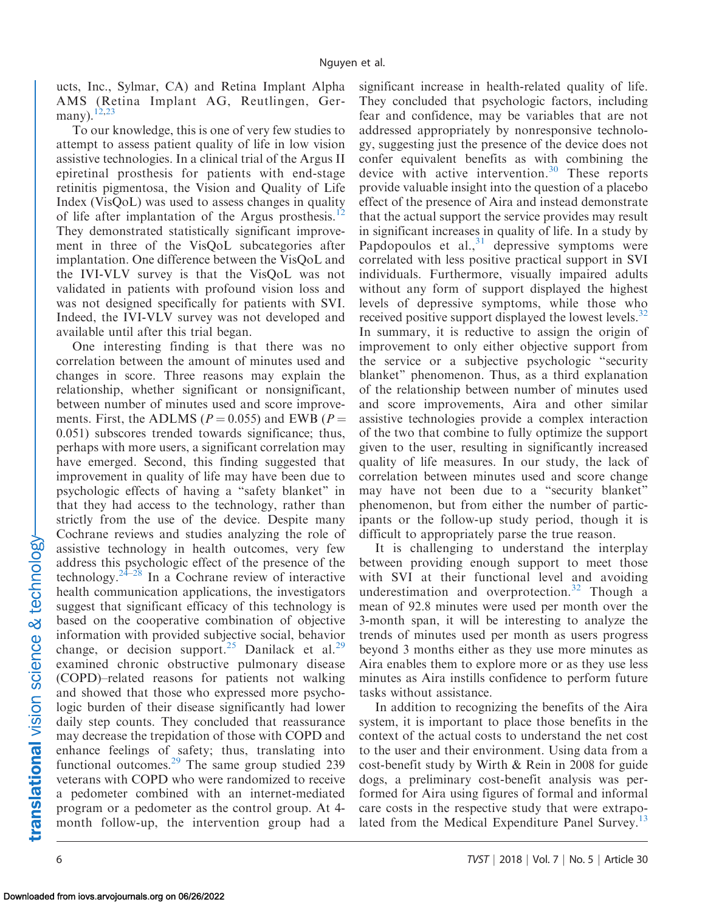ucts, Inc., Sylmar, CA) and Retina Implant Alpha AMS (Retina Implant AG, Reutlingen, Germany).[12,23]

To our knowledge, this is one of very few studies to attempt to assess patient quality of life in low vision assistive technologies. In a clinical trial of the Argus II epiretinal prosthesis for patients with end-stage retinitis pigmentosa, the Vision and Quality of Life Index (VisQoL) was used to assess changes in quality of life after implantation of the Argus prosthesis.[12] They demonstrated statistically significant improvement in three of the VisQoL subcategories after implantation. One difference between the VisQoL and the IVI-VLV survey is that the VisQoL was not validated in patients with profound vision loss and was not designed specifically for patients with SVI. Indeed, the IVI-VLV survey was not developed and available until after this trial began.

One interesting finding is that there was no correlation between the amount of minutes used and changes in score. Three reasons may explain the relationship, whether significant or nonsignificant, between number of minutes used and score improvements. First, the ADLMS ($P = 0.055$) and EWB ($P = 0.051$) subscores trended towards significance; thus, perhaps with more users, a significant correlation may have emerged. Second, this finding suggested that improvement in quality of life may have been due to psychologic effects of having a "safety blanket" in that they had access to the technology, rather than strictly from the use of the device. Despite many Cochrane reviews and studies analyzing the role of assistive technology in health outcomes, very few address this psychologic effect of the presence of the technology.[24–28] In a Cochrane review of interactive health communication applications, the investigators suggest that significant efficacy of this technology is based on the cooperative combination of objective information with provided subjective social, behavior change, or decision support.[25] Danilack et al.[29] examined chronic obstructive pulmonary disease (COPD)–related reasons for patients not walking and showed that those who expressed more psychologic burden of their disease significantly had lower daily step counts. They concluded that reassurance may decrease the trepidation of those with COPD and enhance feelings of safety; thus, translating into functional outcomes.[29] The same group studied 239 veterans with COPD who were randomized to receive a pedometer combined with an internet-mediated program or a pedometer as the control group. At 4-month follow-up, the intervention group had a significant increase in health-related quality of life. They concluded that psychologic factors, including fear and confidence, may be variables that are not addressed appropriately by nonresponsive technology, suggesting just the presence of the device does not confer equivalent benefits as with combining the device with active intervention.[30] These reports provide valuable insight into the question of a placebo effect of the presence of Aira and instead demonstrate that the actual support the service provides may result in significant increases in quality of life. In a study by Papdopoulos et al.,[31] depressive symptoms were correlated with less positive practical support in SVI individuals. Furthermore, visually impaired adults without any form of support displayed the highest levels of depressive symptoms, while those who received positive support displayed the lowest levels.[32] In summary, it is reductive to assign the origin of improvement to only either objective support from the service or a subjective psychologic "security blanket" phenomenon. Thus, as a third explanation of the relationship between number of minutes used and score improvements, Aira and other similar assistive technologies provide a complex interaction of the two that combine to fully optimize the support given to the user, resulting in significantly increased quality of life measures. In our study, the lack of correlation between minutes used and score change may have not been due to a "security blanket" phenomenon, but from either the number of participants or the follow-up study period, though it is difficult to appropriately parse the true reason.

It is challenging to understand the interplay between providing enough support to meet those with SVI at their functional level and avoiding underestimation and overprotection.[32] Though a mean of 92.8 minutes were used per month over the 3-month span, it will be interesting to analyze the trends of minutes used per month as users progress beyond 3 months either as they use more minutes as Aira enables them to explore more or as they use less minutes as Aira instills confidence to perform future tasks without assistance.

In addition to recognizing the benefits of the Aira system, it is important to place those benefits in the context of the actual costs to understand the net cost to the user and their environment. Using data from a cost-benefit study by Wirth & Rein in 2008 for guide dogs, a preliminary cost-benefit analysis was performed for Aira using figures of formal and informal care costs in the respective study that were extrapolated from the Medical Expenditure Panel Survey.[13]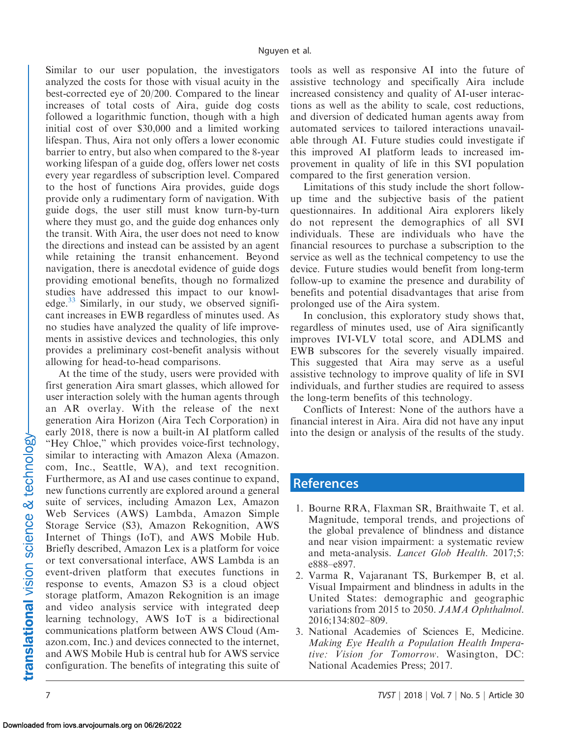Similar to our user population, the investigators analyzed the costs for those with visual acuity in the best-corrected eye of 20/200. Compared to the linear increases of total costs of Aira, guide dog costs followed a logarithmic function, though with a high initial cost of over $30,000 and a limited working lifespan. Thus, Aira not only offers a lower economic barrier to entry, but also when compared to the 8-year working lifespan of a guide dog, offers lower net costs every year regardless of subscription level. Compared to the host of functions Aira provides, guide dogs provide only a rudimentary form of navigation. With guide dogs, the user still must know turn-by-turn where they must go, and the guide dog enhances only the transit. With Aira, the user does not need to know the directions and instead can be assisted by an agent while retaining the transit enhancement. Beyond navigation, there is anecdotal evidence of guide dogs providing emotional benefits, though no formalized studies have addressed this impact to our knowledge.[33] Similarly, in our study, we observed significant increases in EWB regardless of minutes used. As no studies have analyzed the quality of life improvements in assistive devices and technologies, this only provides a preliminary cost-benefit analysis without allowing for head-to-head comparisons.

At the time of the study, users were provided with first generation Aira smart glasses, which allowed for user interaction solely with the human agents through an AR overlay. With the release of the next generation Aira Horizon (Aira Tech Corporation) in early 2018, there is now a built-in AI platform called "Hey Chloe," which provides voice-first technology, similar to interacting with Amazon Alexa (Amazon.com, Inc., Seattle, WA), and text recognition. Furthermore, as AI and use cases continue to expand, new functions currently are explored around a general suite of services, including Amazon Lex, Amazon Web Services (AWS) Lambda, Amazon Simple Storage Service (S3), Amazon Rekognition, AWS Internet of Things (IoT), and AWS Mobile Hub. Briefly described, Amazon Lex is a platform for voice or text conversational interface, AWS Lambda is an event-driven platform that executes functions in response to events, Amazon S3 is a cloud object storage platform, Amazon Rekognition is an image and video analysis service with integrated deep learning technology, AWS IoT is a bidirectional communications platform between AWS Cloud (Amazon.com, Inc.) and devices connected to the internet, and AWS Mobile Hub is central hub for AWS service configuration. The benefits of integrating this suite of tools as well as responsive AI into the future of assistive technology and specifically Aira include increased consistency and quality of AI-user interactions as well as the ability to scale, cost reductions, and diversion of dedicated human agents away from automated services to tailored interactions unavailable through AI. Future studies could investigate if this improved AI platform leads to increased improvement in quality of life in this SVI population compared to the first generation version.

Limitations of this study include the short follow-up time and the subjective basis of the patient questionnaires. In additional Aira explorers likely do not represent the demographics of all SVI individuals. These are individuals who have the financial resources to purchase a subscription to the service as well as the technical competency to use the device. Future studies would benefit from long-term follow-up to examine the presence and durability of benefits and potential disadvantages that arise from prolonged use of the Aira system.

In conclusion, this exploratory study shows that, regardless of minutes used, use of Aira significantly improves IVI-VLV total score, and ADLMS and EWB subscores for the severely visually impaired. This suggested that Aira may serve as a useful assistive technology to improve quality of life in SVI individuals, and further studies are required to assess the long-term benefits of this technology.

Conflicts of Interest: None of the authors have a financial interest in Aira. Aira did not have any input into the design or analysis of the results of the study.

## References

1. Bourne RRA, Flaxman SR, Braithwaite T, et al. Magnitude, temporal trends, and projections of the global prevalence of blindness and distance and near vision impairment: a systematic review and meta-analysis. *Lancet Glob Health*. 2017;5:e888–e897.
2. Varma R, Vajaranant TS, Burkemper B, et al. Visual Impairment and blindness in adults in the United States: demographic and geographic variations from 2015 to 2050. *JAMA Ophthalmol*. 2016;134:802–809.
3. National Academies of Sciences E, Medicine. *Making Eye Health a Population Health Imperative: Vision for Tomorrow*. Wasington, DC: National Academies Press; 2017.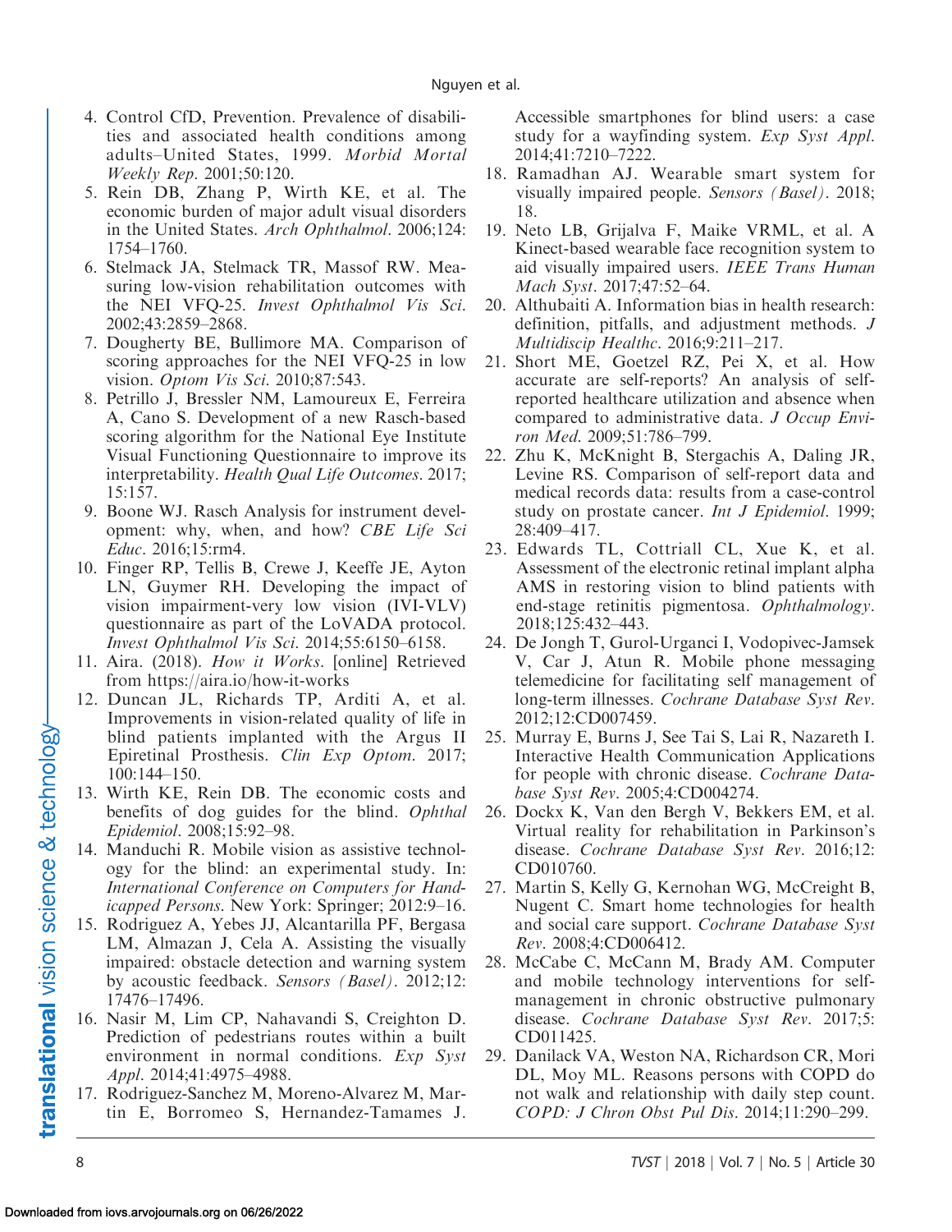4. Control CfD, Prevention. Prevalence of disabilities and associated health conditions among adults–United States, 1999. *Morbid Mortal Weekly Rep*. 2001;50:120.
5. Rein DB, Zhang P, Wirth KE, et al. The economic burden of major adult visual disorders in the United States. *Arch Ophthalmol*. 2006;124: 1754–1760.
6. Stelmack JA, Stelmack TR, Massof RW. Measuring low-vision rehabilitation outcomes with the NEI VFQ-25. *Invest Ophthalmol Vis Sci*. 2002;43:2859–2868.
7. Dougherty BE, Bullimore MA. Comparison of scoring approaches for the NEI VFQ-25 in low vision. *Optom Vis Sci*. 2010;87:543.
8. Petrillo J, Bressler NM, Lamoureux E, Ferreira A, Cano S. Development of a new Rasch-based scoring algorithm for the National Eye Institute Visual Functioning Questionnaire to improve its interpretability. *Health Qual Life Outcomes*. 2017; 15:157.
9. Boone WJ. Rasch Analysis for instrument development: why, when, and how? *CBE Life Sci Educ*. 2016;15:rm4.
10. Finger RP, Tellis B, Crewe J, Keeffe JE, Ayton LN, Guymer RH. Developing the impact of vision impairment-very low vision (IVI-VLV) questionnaire as part of the LoVADA protocol. *Invest Ophthalmol Vis Sci*. 2014;55:6150–6158.
11. Aira. (2018). *How it Works*. [online] Retrieved from https://aira.io/how-it-works
12. Duncan JL, Richards TP, Arditi A, et al. Improvements in vision-related quality of life in blind patients implanted with the Argus II Epiretinal Prosthesis. *Clin Exp Optom*. 2017; 100:144–150.
13. Wirth KE, Rein DB. The economic costs and benefits of dog guides for the blind. *Ophthal Epidemiol*. 2008;15:92–98.
14. Manduchi R. Mobile vision as assistive technology for the blind: an experimental study. In: *International Conference on Computers for Handicapped Persons*. New York: Springer; 2012:9–16.
15. Rodriguez A, Yebes JJ, Alcantarilla PF, Bergasa LM, Almazan J, Cela A. Assisting the visually impaired: obstacle detection and warning system by acoustic feedback. *Sensors (Basel)*. 2012;12: 17476–17496.
16. Nasir M, Lim CP, Nahavandi S, Creighton D. Prediction of pedestrians routes within a built environment in normal conditions. *Exp Syst Appl*. 2014;41:4975–4988.
17. Rodriguez-Sanchez M, Moreno-Alvarez M, Martin E, Borromeo S, Hernandez-Tamames J. Accessible smartphones for blind users: a case study for a wayfinding system. *Exp Syst Appl*. 2014;41:7210–7222.
18. Ramadhan AJ. Wearable smart system for visually impaired people. *Sensors (Basel)*. 2018; 18.
19. Neto LB, Grijalva F, Maike VRML, et al. A Kinect-based wearable face recognition system to aid visually impaired users. *IEEE Trans Human Mach Syst*. 2017;47:52–64.
20. Althubaiti A. Information bias in health research: definition, pitfalls, and adjustment methods. *J Multidiscip Healthc*. 2016;9:211–217.
21. Short ME, Goetzel RZ, Pei X, et al. How accurate are self-reports? An analysis of self-reported healthcare utilization and absence when compared to administrative data. *J Occup Environ Med*. 2009;51:786–799.
22. Zhu K, McKnight B, Stergachis A, Daling JR, Levine RS. Comparison of self-report data and medical records data: results from a case-control study on prostate cancer. *Int J Epidemiol*. 1999; 28:409–417.
23. Edwards TL, Cottriall CL, Xue K, et al. Assessment of the electronic retinal implant alpha AMS in restoring vision to blind patients with end-stage retinitis pigmentosa. *Ophthalmology*. 2018;125:432–443.
24. De Jongh T, Gurol-Urganci I, Vodopivec-Jamsek V, Car J, Atun R. Mobile phone messaging telemedicine for facilitating self management of long-term illnesses. *Cochrane Database Syst Rev*. 2012;12:CD007459.
25. Murray E, Burns J, See Tai S, Lai R, Nazareth I. Interactive Health Communication Applications for people with chronic disease. *Cochrane Database Syst Rev*. 2005;4:CD004274.
26. Dockx K, Van den Bergh V, Bekkers EM, et al. Virtual reality for rehabilitation in Parkinson's disease. *Cochrane Database Syst Rev*. 2016;12: CD010760.
27. Martin S, Kelly G, Kernohan WG, McCreight B, Nugent C. Smart home technologies for health and social care support. *Cochrane Database Syst Rev*. 2008;4:CD006412.
28. McCabe C, McCann M, Brady AM. Computer and mobile technology interventions for self-management in chronic obstructive pulmonary disease. *Cochrane Database Syst Rev*. 2017;5: CD011425.
29. Danilack VA, Weston NA, Richardson CR, Mori DL, Moy ML. Reasons persons with COPD do not walk and relationship with daily step count. *COPD: J Chron Obst Pul Dis*. 2014;11:290–299.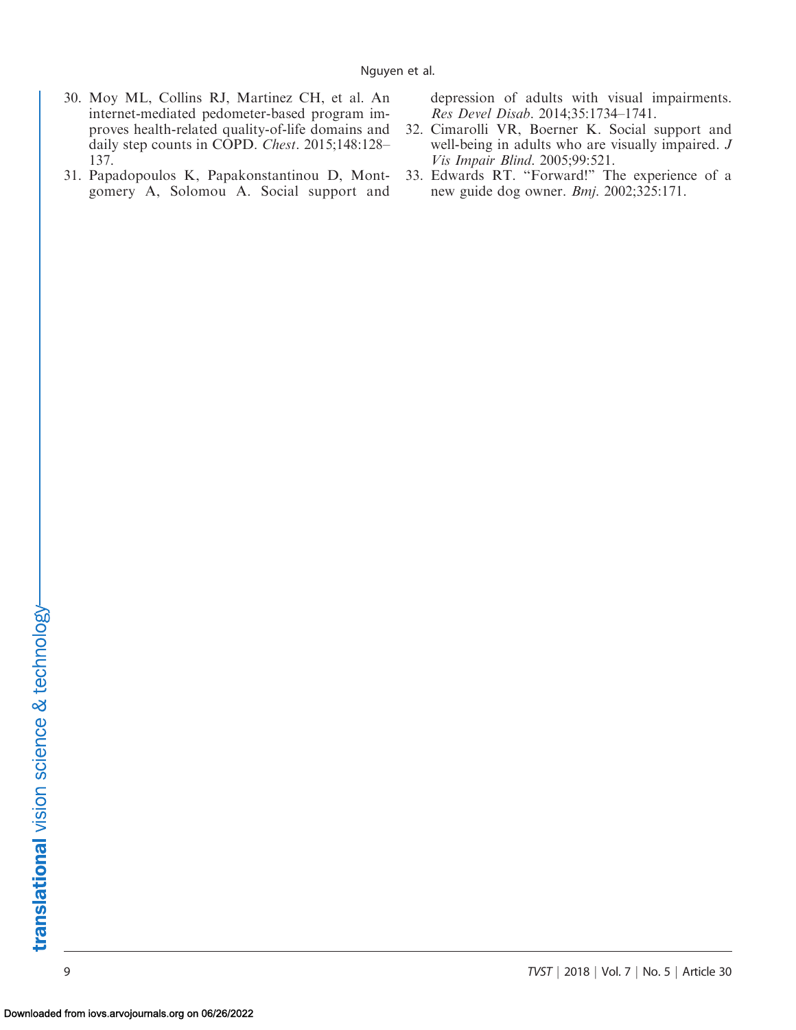30. Moy ML, Collins RJ, Martinez CH, et al. An internet-mediated pedometer-based program improves health-related quality-of-life domains and daily step counts in COPD. *Chest*. 2015;148:128–137.
31. Papadopoulos K, Papakonstantinou D, Montgomery A, Solomou A. Social support and depression of adults with visual impairments. *Res Devel Disab*. 2014;35:1734–1741.
32. Cimarolli VR, Boerner K. Social support and well-being in adults who are visually impaired. *J Vis Impair Blind*. 2005;99:521.
33. Edwards RT. "Forward!" The experience of a new guide dog owner. *Bmj*. 2002;325:171.